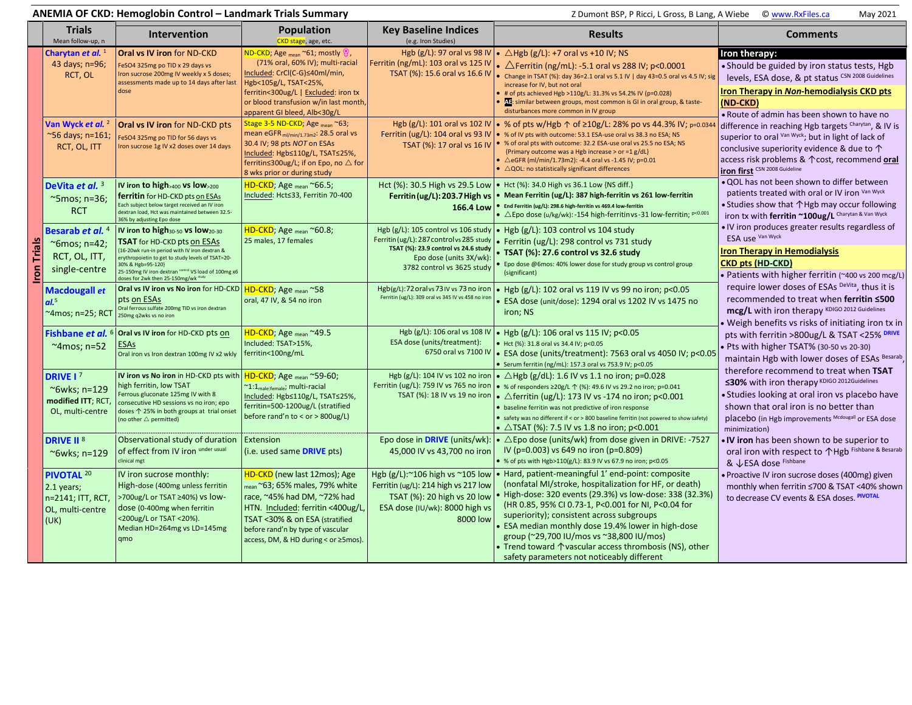# ANEMIA OF CKD: Hemoglobin Control – Landmark Trials Summary

Z Dumont BSP, P Ricci, L Gross, B Lang, A Wiebe © www.RxFiles.ca May 2021

| | Trials (Mean follow-up, n) | Intervention | Population (CKD stage, age, etc.) | Key Baseline Indices (e.g. Iron Studies) | Results | Comments |
|---|---|---|---|---|---|---|
| Iron Trials | **Charytan *et al.*** [1] 43 days; n=96; RCT, OL | **Oral vs IV iron** for ND-CKD. FeSO4 325mg po TID x 29 days vs Iron sucrose 200mg IV weekly x 5 doses; assessments made up to 14 days after last dose | ND-CKD; Age mean ~61; mostly ♀, (71% oral, 60% IV); multi-racial. Included: CrCl(C-G)≤40ml/min, Hgb<105g/L, TSAT<25%, ferritin<300ug/L \| Excluded: iron tx or blood transfusion w/in last month, apparent GI bleed, Alb<30g/L | Hgb (g/L): 97 oral vs 98 IV. Ferritin (ng/mL): 103 oral vs 125 IV. TSAT (%): 15.6 oral vs 16.6 IV | • △Hgb (g/L): +7 oral vs +10 IV; NS • △Ferritin (ng/mL): -5.1 oral vs 288 IV; p<0.0001 • Change in TSAT (%): day 36=2.1 oral vs 5.1 IV \| day 43=0.5 oral vs 4.5 IV; sig increase for IV, but not oral • # of pts achieved Hgb >110g/L: 31.3% vs 54.2% IV (p=0.028) • AE: similar between groups, most common is GI in oral group, & taste-disturbances more common in IV group | **Iron therapy:** • Should be guided by iron status tests, Hgb levels, ESA dose, & pt status [CSN 2008 Guidelines] |
| | **Van Wyck *et al.*** [2] ~56 days; n=161; RCT, OL, ITT | **Oral vs IV iron** for ND-CKD pts. FeSO4 325mg po TID for 56 days vs Iron sucrose 1g IV x2 doses over 14 days | Stage 3-5 ND-CKD; Age mean ~63; mean eGFR $_{ml/min/1.73m2}$: 28.5 oral vs 30.4 IV; 98 pts *NOT* on ESAs. Included: Hgb≤110g/L, TSAT≤25%, ferritin≤300ug/L; if on Epo, no △ for 8 wks prior or during study | Hgb (g/L): 101 oral vs 102 IV. Ferritin (ug/L): 104 oral vs 93 IV. TSAT (%): 17 oral vs 16 IV | • % of pts w/Hgb ↑ of ≥10g/L: 28% po vs 44.3% IV; p=0.0344 • % of IV pts with outcome: 53.1 ESA-use oral vs 38.3 no ESA; NS • % of oral pts with outcome: 32.2 ESA-use oral vs 25.5 no ESA; NS {Primary outcome was a Hgb increase > or =1 g/dL} • △eGFR (ml/min/1.73m2): -4.4 oral vs -1.45 IV; p=0.01 • △QOL: no statistically significant differences | **Iron Therapy in *Non*-hemodialysis CKD pts (ND-CKD)** • Route of admin has been shown to have no difference in reaching Hgb targets [Charytan], & IV is superior to oral [Van Wyck]; but in light of lack of conclusive superiority evidence & due to ↑ access risk problems & ↑cost, recommend **oral iron first** [CSN 2008 Guideline] • QOL has not been shown to differ between patients treated with oral or IV iron [Van Wyck] • Studies show that ↑Hgb may occur following iron tx with **ferritin ~100ug/L** [Charytan & Van Wyck] • IV iron produces greater results regardless of ESA use [Van Wyck] |
| | **DeVita *et al.*** [3] ~5mos; n=36; RCT | **IV iron to high**$_{>400}$ **vs low**$_{>200}$ **ferritin** for HD-CKD pts on ESAs. Each subject below target received an IV iron dextran load, Hct was maintained between 32.5-36% by adjusting Epo dose | HD-CKD; Age mean ~66.5; Included: Hct≤33, Ferritin 70-400 | Hct (%): 30.5 High vs 29.5 Low. **Ferritin (ug/L): 203.7 High vs 166.4 Low** | • Hct (%): 34.0 High vs 36.1 Low {NS diff.} • **Mean Ferritin (ug/L): 387 high-ferritin vs 261 low-ferritin** • End Ferritin (ug/L): 298.6 high-ferritin vs 469.4 low-ferritin • △Epo dose (u/kg/wk): -154 high-ferritin vs -31 low-ferritin; p<0.001 | |
| | **Besarab *et al.*** [4] ~6mos; n=42; RCT, OL, ITT, single-centre | **IV iron to high**$_{30\text{-}50}$ **vs low**$_{20\text{-}30}$ **TSAT** for HD-CKD pts on ESAs. (16-20wk run-in period with IV iron dextran & erythropoietin to get to study levels of TSAT=20-30% & Hgb=95-120) 25-150mg IV iron dextran control VS load of 100mg x6 doses for 2wk then 25-150mg/wk study | HD-CKD; Age mean ~60.8; 25 males, 17 females | Hgb (g/L): 105 control vs 106 study. Ferritin (ug/L): 287 control vs 285 study. **TSAT (%): 23.9 control vs 24.6 study**. Epo dose (units 3X/wk): 3782 control vs 3625 study | • Hgb (g/L): 103 control vs 104 study • Ferritin (ug/L): 298 control vs 731 study • **TSAT (%): 27.6 control vs 32.6 study** • Epo dose @6mos: 40% lower dose for study group vs control group (significant) | **Iron Therapy in Hemodialysis CKD pts (HD-CKD)** • Patients with higher ferritin (~400 vs 200 mcg/L) require lower doses of ESAs [DeVita], thus it is recommended to treat when **ferritin ≤500 mcg/L** with iron therapy [KDIGO 2012 Guidelines] • Weigh benefits vs risks of initiating iron tx in pts with ferritin >800ug/L & TSAT <25% [DRIVE] • Pts with higher TSAT% (30-50 vs 20-30) maintain Hgb with lower doses of ESAs [Besarab], therefore recommend to treat when **TSAT ≤30%** with iron therapy [KDIGO 2012Guidelines] • Studies looking at oral iron vs placebo have shown that oral iron is no better than placebo (in Hgb improvements [Mcdougall] or ESA dose minimization) • **IV iron** has been shown to be superior to oral iron with respect to ↑Hgb [Fishbane & Besarab] & ↓ESA dose [Fishbane] • Proactive IV iron sucrose doses (400mg) given monthly when ferritin ≤700 & TSAT <40% shown to decrease CV events & ESA doses. [PIVOTAL] |
| | **Macdougall *et al.*** [5] ~4mos; n=25; RCT | **Oral vs IV iron vs No iron** for HD-CKD pts on ESAs. Oral ferrous sulfate 200mg TID vs iron dextran 250mg q2wks vs no iron | HD-CKD; Age mean ~58; oral, 47 IV, & 54 no iron | Hgb(g/L): 72 oral vs 73 IV vs 73 no iron. Ferritin (ug/L): 309 oral vs 345 IV vs 458 no iron | • Hgb (g/L): 102 oral vs 119 IV vs 99 no iron; p<0.05 • ESA dose (unit/dose): 1294 oral vs 1202 IV vs 1475 no iron; NS | |
| | **Fishbane *et al.*** [6] ~4mos; n=52 | **Oral vs IV iron** for HD-CKD pts on ESAs. Oral iron vs Iron dextran 100mg IV x2 wkly | HD-CKD; Age mean ~49.5. Included: TSAT>15%, ferritin<100ng/mL | Hgb (g/L): 106 oral vs 108 IV. ESA dose (units/treatment): 6750 oral vs 7100 IV | • Hgb (g/L): 106 oral vs 115 IV; p<0.05 • Hct (%): 31.8 oral vs 34.4 IV; p<0.05 • ESA dose (units/treatment): 7563 oral vs 4050 IV; p<0.05 • Serum ferritin (ng/mL): 157.3 oral vs 753.9 IV; p<0.05 | |
| | **DRIVE I** [7] ~6wks; n=129 modified ITT; RCT, OL, multi-centre | **IV iron vs No iron** in HD-CKD pts with high ferritin, low TSAT. Ferrous gluconate 125mg IV with 8 consecutive HD sessions vs no iron; epo doses ↑ 25% in both groups at trial onset (no other △ permitted) | HD-CKD; Age mean ~59-60; ~1:1$_{male:female}$; multi-racial. Included: Hgb≤110g/L, TSAT≤25%, ferritin=500-1200ug/L (stratified before rand'n to < or > 800ug/L) | Hgb (g/L): 104 IV vs 102 no iron. Ferritin (ug/L): 759 IV vs 765 no iron. TSAT (%): 18 IV vs 19 no iron | • △Hgb (g/dL): 1.6 IV vs 1.1 no iron; p=0.028 • % of responders ≥20g/L ↑ (%): 49.6 IV vs 29.2 no iron; p=0.041 • △ferritin (ug/L): 173 IV vs -174 no iron; p<0.001 • baseline ferritin was not predictive of iron response • safety was no different if < or > 800 baseline ferritin (not powered to show safety) • △TSAT (%): 7.5 IV vs 1.8 no iron; p<0.001 | |
| | **DRIVE II** [8] ~6wks; n=129 | Observational study of duration of effect from IV iron under usual clinical mgt | Extension (i.e. used same **DRIVE** pts) | Epo dose in **DRIVE** (units/wk): 45,000 IV vs 43,700 no iron | • △Epo dose (units/wk) from dose given in DRIVE: -7527 IV (p=0.003) vs 649 no iron (p=0.809) • % of pts with Hgb>110(g/L): 83.9 IV vs 67.9 no iron; p<0.05 | |
| | **PIVOTAL** [20] 2.1 years; n=2141; ITT, RCT, OL, multi-centre (UK) | IV iron sucrose monthly: High-dose (400mg unless ferritin >700ug/L or TSAT ≥40%) vs low-dose (0-400mg when ferritin <200ug/L or TSAT <20%). Median HD=264mg vs LD=145mg qmo | HD-CKD (new last 12mos); Age mean ~63; 65% males, 79% white race, ~45% had DM, ~72% had HTN. Included: ferritin <400ug/L, TSAT <30% & on ESA (stratified before rand'n by type of vascular access, DM, & HD during < or ≥5mos). | Hgb (g/L):~106 high vs ~105 low. Ferritin (ug/L): 214 high vs 217 low. TSAT (%): 20 high vs 20 low. ESA dose (IU/wk): 8000 high vs 8000 low | • Hard, patient-meaningful 1' end-point: composite (nonfatal MI/stroke, hospitalization for HF, or death) • High-dose: 320 events (29.3%) vs low-dose: 338 (32.3%) (HR 0.85, 95% CI 0.73-1, P<0.001 for NI, P<0.04 for superiority); consistent across subgroups • ESA median monthly dose 19.4% lower in high-dose group (~29,700 IU/mos vs ~38,800 IU/mos) • Trend toward ↑vascular access thrombosis (NS), other safety parameters not noticeably different | |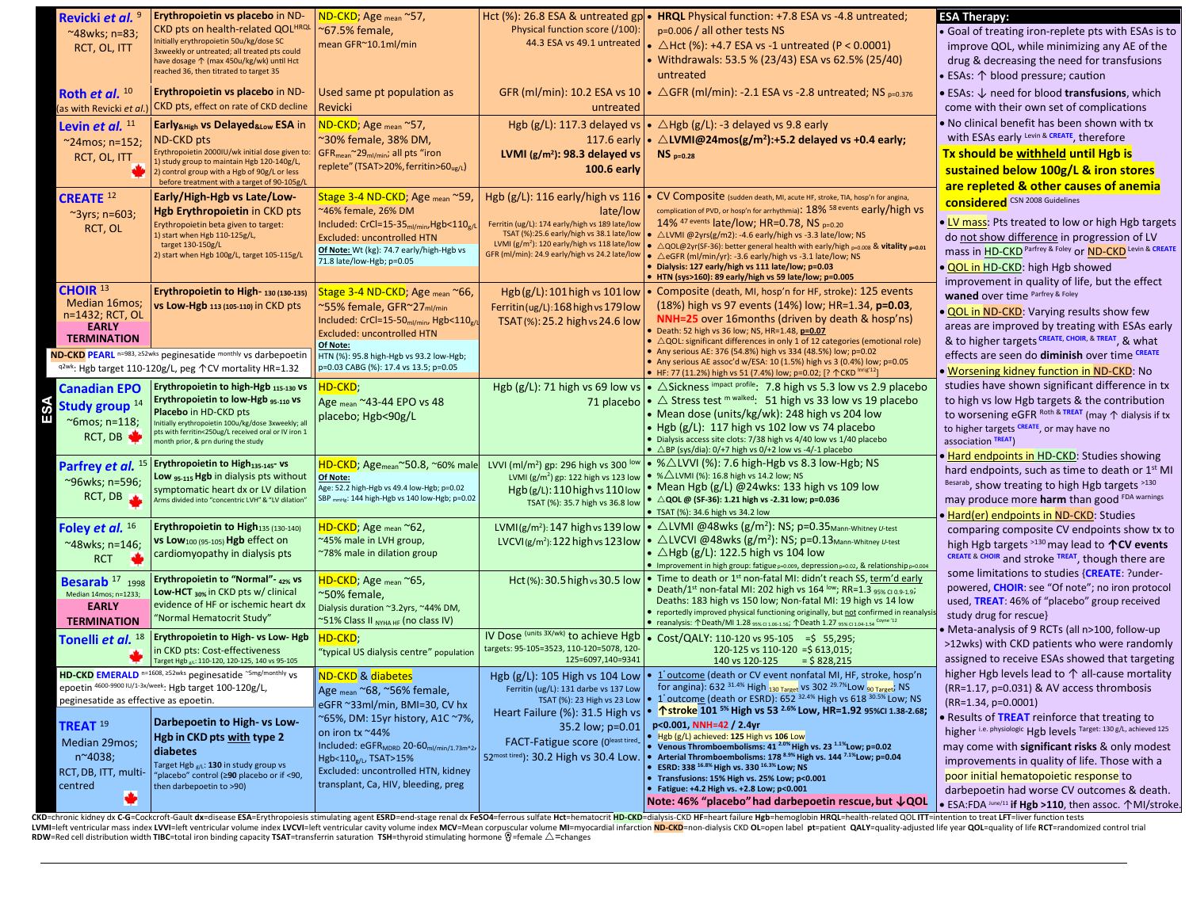| ESA | Study | Intervention | Population | Baseline/Results | Outcomes |
|---|---|---|---|---|---|
| | **Revicki *et al.*** [9] ~48wks; n=83; RCT, OL, ITT | **Erythropoietin vs placebo** in ND-CKD pts on health-related QOL[HRQL] Initially erythropoietin 50u/kg/dose SC 3xweekly or untreated; all treated pts could have dosage ↑ (max 450u/kg/wk) until Hct reached 36, then titrated to target 35 | ND-CKD; Age $_{mean}$ ~57, ~67.5% female, mean GFR~10.1ml/min | Hct (%): 26.8 ESA & untreated gp; Physical function score (/100): 44.3 ESA vs 49.1 untreated | • **HRQL** Physical function: +7.8 ESA vs -4.8 untreated; p=0.006 / all other tests NS • △Hct (%): +4.7 ESA vs -1 untreated (P < 0.0001) • Withdrawals: 53.5 % (23/43) ESA vs 62.5% (25/40) untreated |
| | **Roth *et al.*** [10] (as with Revicki *et al.*) | **Erythropoietin vs placebo** in ND-CKD pts, effect on rate of CKD decline | Used same pt population as Revicki | GFR (ml/min): 10.2 ESA vs 10 untreated | • △GFR (ml/min): -2.1 ESA vs -2.8 untreated; NS $_{p=0.376}$ |
| | **Levin *et al.*** [11] ~24mos; n=152; RCT, OL, ITT 🍁 | **Early**$_{\&High}$ **Hgb vs Delayed**$_{\&Low}$ **ESA** in ND-CKD pts Erythropoietin 2000IU/wk initial dose given to: 1) study group to maintain Hgb 120-140g/L, 2) control group with a Hgb of 90g/L or less before treatment with a target of 90-105g/L | ND-CKD; Age $_{mean}$ ~57, ~30% female, 38% DM, GFR$_{mean}$~29$_{ml/min}$; all pts "iron replete" (TSAT>20%, ferritin>60$_{ug/L}$) | Hgb (g/L): 117.3 delayed vs 117.6 early; **LVMI (g/m²): 98.3 delayed vs 100.6 early** | • △Hgb (g/L): -3 delayed vs 9.8 early • **△LVMI@24mos(g/m²):+5.2 delayed vs +0.4 early; NS** $_{p=0.28}$ |
| | **CREATE** [12] ~3yrs; n=603; RCT, OL | **Early/High-Hgb vs Late/Low-Hgb Erythropoietin** in CKD pts Erythropoietin beta given to target: 1) start when Hgb 110-125g/L, target 130-150g/L 2) start when Hgb 100g/L, target 105-115g/L | Stage 3-4 ND-CKD; Age $_{mean}$ ~59, ~46% female, 26% DM Included: CrCl=15-35$_{ml/min}$,Hgb<110$_{g/L}$ Excluded: uncontrolled HTN **Of Note:** Wt (kg): 74.7 early/high-Hgb vs 71.8 late/low-Hgb; p=0.05 | Hgb (g/L): 116 early/high vs 116 late/low; Ferritin (ug/L): 174 early/high vs 189 late/low; TSAT (%):25.6 early/high vs 38.1 late/low; LVMI (g/m²): 120 early/high vs 118 late/low; GFR (ml/min): 24.9 early/high vs 24.2 late/low | • CV Composite (sudden death, MI, acute HF, stroke, TIA, hosp'n for angina, complication of PVD, or hosp'n for arrhythmia): 18% [58 events] early/high vs 14% [47 events] late/low; HR=0.78, NS $_{p=0.20}$ • △LVMI @2yrs(g/m2): -4.6 early/high vs -3.3 late/low; NS • △QOL@2yr(SF-36): better general health with early/high $_{p=0.008}$ & **vitality** $_{p=0.01}$ • △eGFR (ml/min/yr): -3.6 early/high vs -3.1 late/low; NS • **Dialysis: 127 early/high vs 111 late/low; p=0.03** • **HTN (sys>160): 89 early/high vs 59 late/low; p=0.005** |
| | **CHOIR** [13] Median 16mos; n=1432; RCT, OL **EARLY TERMINATION** | **Erythropoietin to High-** $_{130\ (130\text{-}135)}$ **vs Low-Hgb** $_{113\ (105\text{-}110)}$ in CKD pts | Stage 3-4 ND-CKD; Age $_{mean}$ ~66, ~55% female, GFR~27$_{ml/min}$ Included: CrCl=15-50$_{ml/min}$, Hgb<110$_{g/L}$ Excluded: uncontrolled HTN **Of Note:** HTN (%): 95.8 high-Hgb vs 93.2 low-Hgb; p=0.03 CABG (%): 17.4 vs 13.5; p=0.05 | Hgb(g/L):101 high vs 101 low; Ferritin(ug/L):168 high vs 179 low; TSAT(%):25.2 high vs 24.6 low | • Composite (death, MI, hosp'n for HF, stroke): 125 events (18%) high vs 97 events (14%) low; HR=1.34, **p=0.03**, **NNH=25** over 16months (driven by death & hosp'ns) • Death: 52 high vs 36 low; NS, HR=1.48, **p=0.07** • △QOL: significant differences in only 1 of 12 categories (emotional role) • Any serious AE: 376 (54.8%) high vs 334 (48.5%) low; p=0.02 • Any serious AE assoc'd w/ESA: 10 (1.5%) high vs 3 (0.4%) low; p=0.05 • HF: 77 (11.2%) high vs 51 (7.4%) low; p=0.02; [? ↑CKD [Inrig'12]] |
| | **ND-CKD PEARL** n=983, ≥52wks peginesatide monthly vs darbepoetin q2wk: Hgb target 110-120g/L, peg ↑CV mortality HR=1.32 | | | | |
| | **Canadian EPO Study group** [14] ~6mos; n=118; RCT, DB 🍁 | **Erythropoietin to high-Hgb** $_{115\text{-}130}$ **vs Erythropoietin to low-Hgb** $_{95\text{-}110}$ **vs Placebo** in HD-CKD pts Initially erythropoietin 100u/kg/dose 3xweekly; all pts with ferritin<250ug/L received oral or IV iron 1 month prior, & prn during the study | HD-CKD; Age $_{mean}$ ~43-44 EPO vs 48 placebo; Hgb<90g/L | Hgb (g/L): 71 high vs 69 low vs 71 placebo | • △Sickness [impact profile]: 7.8 high vs 5.3 low vs 2.9 placebo • △ Stress test [m walked]: 51 high vs 33 low vs 19 placebo • Mean dose (units/kg/wk): 248 high vs 204 low • Hgb (g/L): 117 high vs 102 low vs 74 placebo • Dialysis access site clots: 7/38 high vs 4/40 low vs 1/40 placebo • △BP (sys/dia): 0/+7 high vs 0/+2 low vs -4/-1 placebo |
| | **Parfrey *et al.*** [15] ~96wks; n=596; RCT, DB 🍁 | **Erythropoietin to High**$_{135\text{-}145}$ **vs Low** $_{95\text{-}115}$ **Hgb** in dialysis pts without symptomatic heart dx or LV dilation Arms divided into "concentric LVH" & "LV dilation" | HD-CKD; Age$_{mean}$~50.8, ~60% male **Of Note:** Age: 52.2 high-Hgb vs 49.4 low-Hgb; p=0.02 SBP $_{mmHg}$: 144 high-Hgb vs 140 low-Hgb; p=0.02 | LVVI (ml/m²) gp: 296 high vs 300 low; LVMI (g/m²) gp: 122 high vs 123 low; Hgb(g/L): 110 high vs 110 low; TSAT (%): 35.7 high vs 36.8 low | • %△LVVI (%): 7.6 high-Hgb vs 8.3 low-Hgb; NS • %△LVMI (%): 16.8 high vs 14.2 low; NS • Mean Hgb (g/L) @24wks: 133 high vs 109 low • **△QOL @ (SF-36): 1.21 high vs -2.31 low; p=0.036** • TSAT (%): 34.6 high vs 34.2 low |
| | **Foley *et al.*** [16] ~48wks; n=146; RCT 🍁 | **Erythropoietin to High**$_{135\ (130\text{-}140)}$ **vs Low**$_{100\ (95\text{-}105)}$ **Hgb** effect on cardiomyopathy in dialysis pts | HD-CKD; Age $_{mean}$ ~62, ~45% male in LVH group, ~78% male in dilation group | LVMI(g/m²):147 high vs 139 low; LVCVI(g/m²):122 high vs 123 low | • △LVMI @48wks (g/m²): NS; p=0.35$_{Mann\text{-}Whitney\ U\text{-}test}$ • △LVCVI @48wks (g/m²): NS; p=0.13$_{Mann\text{-}Whitney\ U\text{-}test}$ • △Hgb (g/L): 122.5 high vs 104 low • Improvement in high group: fatigue $_{p=0.009}$, depression $_{p=0.02}$, & relationship $_{p=0.004}$ |
| | **Besarab** [17] 1998 Median 14mos; n=1233; **EARLY TERMINATION** | **Erythropoietin to "Normal"-** $_{42\%}$ **vs Low-HCT** $_{30\%}$ in CKD pts w/ clinical evidence of HF or ischemic heart dx "Normal Hematocrit Study" | HD-CKD; Age $_{mean}$ ~65, ~50% female, Dialysis duration ~3.2yrs, ~44% DM, ~51% Class II $_{NYHA\ HF}$ (no class IV) | Hct (%): 30.5 high vs 30.5 low | • Time to death or 1st non-fatal MI: didn't reach SS, term'd early • Death/1st non-fatal MI: 202 high vs 164 low; RR=1.3 $_{95\%\ CI\ 0.9\text{-}1.9}$; Deaths: 183 high vs 150 low; Non-fatal MI: 19 high vs 14 low • reportedly improved physical functioning originally, but not confirmed in reanalysis • reanalysis: ↑Death/MI 1.28 $_{95\%\ CI\ 1.06\text{-}1.56}$; ↑Death 1.27 $_{95\%\ CI\ 1.04\text{-}1.54}$ [Coyne '12] |
| | **Tonelli *et al.*** [18] 🍁 | **Erythropoietin to High- vs Low- Hgb** in CKD pts: Cost-effectiveness Target Hgb $_{g/L}$: 110-120, 120-125, 140 vs 95-105 | HD-CKD; "typical US dialysis centre" population | IV Dose (units 3X/wk) to achieve Hgb targets: 95-105=3523, 110-120=5078, 120-125=6097,140=9341 | • Cost/QALY: 110-120 vs 95-105 =$ 55,295; 120-125 vs 110-120 =$ 613,015; 140 vs 120-125 = $ 828,215 |
| | **HD-CKD EMERALD** n=1608, ≥52wks peginesatide ~5mg/monthly vs epoetin 4600-9900 IU/1-3x/week: Hgb target 100-120g/L, peginesatide as effective as epoetin. | | | | |
| | **TREAT** [19] Median 29mos; n~4038; RCT, DB, ITT, multi-centred 🍁 | **Darbepoetin to High- vs Low-Hgb in CKD pts with type 2 diabetes** Target Hgb $_{g/L}$: **130** in study group vs "placebo" control (≥**90** placebo or if <90, then darbepoetin to >90) | ND-CKD & diabetes Age $_{mean}$ ~68, ~56% female, eGFR ~33ml/min, BMI=30, CV hx ~65%, DM: 15yr history, A1C ~7%, on iron tx ~44% Included: eGFR$_{MDRD}$ 20-60$_{ml/min/1.73m^2}$, Hgb<110$_{g/L}$, TSAT>15% Excluded: uncontrolled HTN, kidney transplant, Ca, HIV, bleeding, preg | Hgb (g/L): 105 High vs 104 Low; Ferritin (ug/L): 131 darbe vs 137 Low; TSAT (%): 23 High vs 23 Low; Heart Failure (%): 31.5 High vs 35.2 low; p=0.01; FACT-Fatigue score (0 least tired-52 most tired): 30.2 High vs 30.4 Low. | • 1° outcome (death or CV event nonfatal MI, HF, stroke, hosp'n for angina): 632 [31.4%] High [130 Target] vs 302 [29.7%] Low [90 Target]; NS • 1° outcome (death or ESRD): 652 [32.4%] High vs 618 [30.5%] Low; NS • **↑stroke 101** [5%] **High vs 53** [2.6%] **Low, HR=1.92** **95%CI 1.38-2.68; p<0.001, NNH=42 / 2.4yr** • Hgb (g/L) achieved: **125 High vs 106 Low** • **Venous Thromboembolisms: 41** [2.0%] **High vs. 23** [1.1%] **Low; p=0.02** • **Arterial Thromboembolisms: 178** [8.9%] **High vs. 144** [7.1%] **Low; p=0.04** • **ESRD: 338** [16.8%] **High vs. 330** [16.3%] **Low; NS** • **Transfusions: 15% High vs. 25% Low; p<0.001** • **Fatigue: +4.2 High vs. +2.8 Low; p<0.001** **Note: 46% "placebo" had darbepoetin rescue, but ↓QOL** |

**ESA Therapy:**

- Goal of treating iron-replete pts with ESAs is to improve QOL, while minimizing any AE of the drug & decreasing the need for transfusions
- ESAs: ↑ blood pressure; caution
- ESAs: ↓ need for blood **transfusions**, which come with their own set of complications
- No clinical benefit has been shown with tx with ESAs early [Levin & CREATE], therefore **Tx should be withheld until Hgb is sustained below 100g/L & iron stores are repleted & other causes of anemia considered** [CSN 2008 Guidelines]
- LV mass: Pts treated to low or high Hgb targets do not show difference in progression of LV mass in HD-CKD [Parfrey & Foley] or ND-CKD [Levin & CREATE]
- QOL in HD-CKD: high Hgb showed improvement in quality of life, but the effect **waned** over time [Parfrey & Foley]
- QOL in ND-CKD: Varying results show few areas are improved by treating with ESAs early & to higher targets [CREATE, CHOIR, & TREAT], & what effects are seen do **diminish** over time [CREATE]
- Worsening kidney function in ND-CKD: No studies have shown significant difference in tx to high vs low Hgb targets & the contribution to worsening eGFR [Roth & TREAT] (may ↑ dialysis if tx to higher targets [CREATE], or may have no association [TREAT])
- Hard endpoints in HD-CKD: Studies showing hard endpoints, such as time to death or 1st MI [Besarab], show treating to high Hgb targets >130 may produce more **harm** than good [FDA warnings]
- Hard(er) endpoints in ND-CKD: Studies comparing composite CV endpoints show tx to high Hgb targets >130 may lead to **↑CV events** [CREATE & CHOIR] and stroke [TREAT], though there are some limitations to studies {**CREATE**: ?under-powered, **CHOIR**: see "Of note"; no iron protocol used, **TREAT**: 46% of "placebo" group received study drug for rescue}
- Meta-analysis of 9 RCTs (all n>100, follow-up >12wks) with CKD patients who were randomly assigned to receive ESAs showed that targeting higher Hgb levels lead to ↑ all-cause mortality (RR=1.17, p=0.031) & AV access thrombosis (RR=1.34, p=0.0001)
- Results of **TREAT** reinforce that treating to higher [i.e. physiologic] Hgb levels [Target: 130 g/L, achieved 125] may come with **significant risks** & only modest improvements in quality of life. Those with a poor initial hematopoietic response to darbepoetin had worse CV outcomes & death.
- ESA:FDA [June/11] **if Hgb >110**, then assoc. ↑MI/stroke.

**CKD**=chronic kidney dx **C-G**=Cockcroft-Gault **dx**=disease **ESA**=Erythropoiesis stimulating agent **ESRD**=end-stage renal dx **FeSO4**=ferrous sulfate **Hct**=hematocrit **HD-CKD**=dialysis-CKD **HF**=heart failure **Hgb**=hemoglobin **HRQL**=health-related QOL **ITT**=intention to treat **LFT**=liver function tests **LVMI**=left ventricular mass index **LVVI**=left ventricular volume index **LVCVI**=left ventricular cavity volume index **MCV**=mean corpuscular volume **MI**=myocardial infarction **ND-CKD**=non-dialysis CKD **OL**=open label **pt**=patient **QALY**=quality-adjusted life year **QOL**=quality of life **RCT**=randomized control trial **RDW**=Red cell distribution width **TIBC**=total iron binding capacity **TSAT**=transferrin saturation **TSH**=thyroid stimulating hormone ♀=female △=changes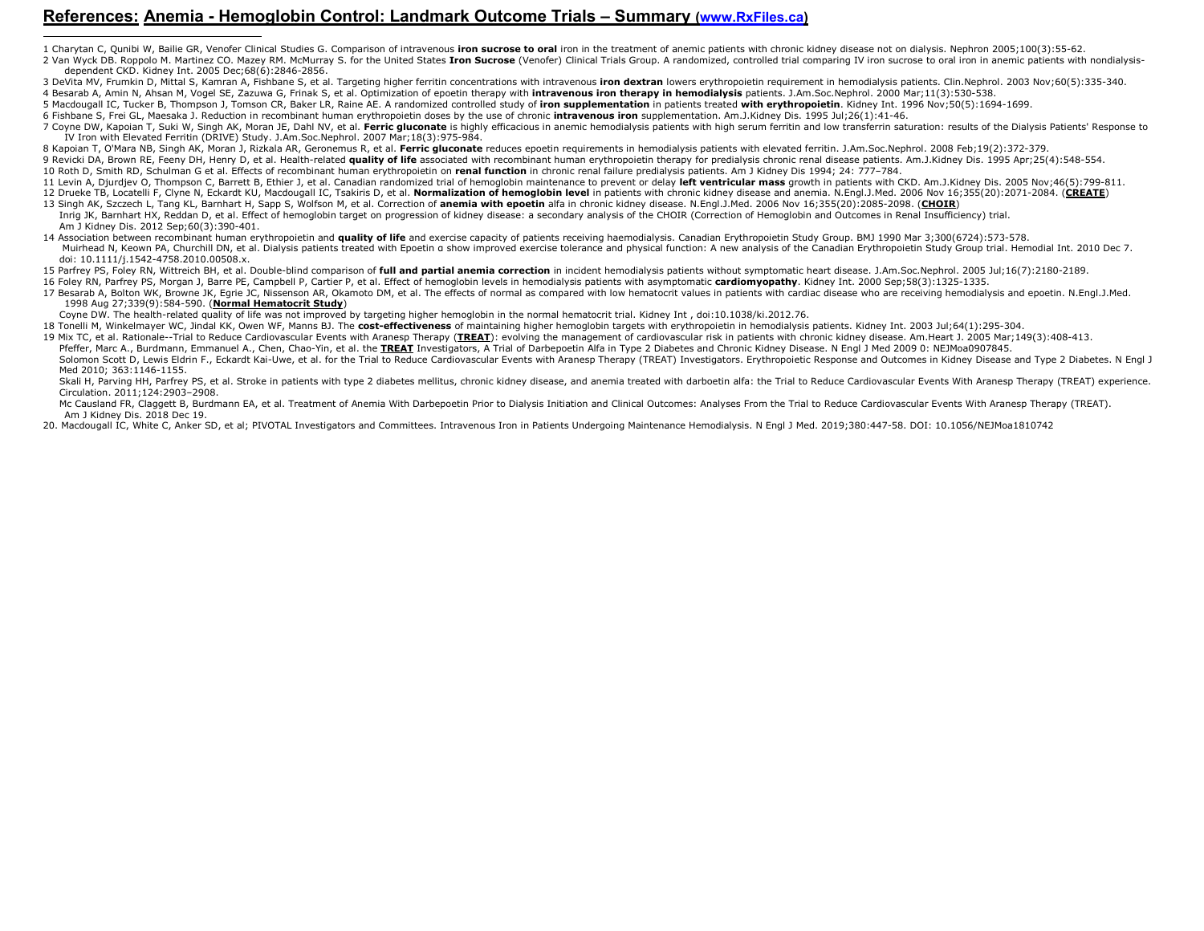## References: Anemia - Hemoglobin Control: Landmark Outcome Trials – Summary (www.RxFiles.ca)

1 Charytan C, Qunibi W, Bailie GR, Venofer Clinical Studies G. Comparison of intravenous **iron sucrose to oral** iron in the treatment of anemic patients with chronic kidney disease not on dialysis. Nephron 2005;100(3):55-62.

2 Van Wyck DB. Roppolo M. Martinez CO. Mazey RM. McMurray S. for the United States **Iron Sucrose** (Venofer) Clinical Trials Group. A randomized, controlled trial comparing IV iron sucrose to oral iron in anemic patients with nondialysis-dependent CKD. Kidney Int. 2005 Dec;68(6):2846-2856.

3 DeVita MV, Frumkin D, Mittal S, Kamran A, Fishbane S, et al. Targeting higher ferritin concentrations with intravenous **iron dextran** lowers erythropoietin requirement in hemodialysis patients. Clin.Nephrol. 2003 Nov;60(5):335-340.

4 Besarab A, Amin N, Ahsan M, Vogel SE, Zazuwa G, Frinak S, et al. Optimization of epoetin therapy with **intravenous iron therapy in hemodialysis** patients. J.Am.Soc.Nephrol. 2000 Mar;11(3):530-538.

5 Macdougall IC, Tucker B, Thompson J, Tomson CR, Baker LR, Raine AE. A randomized controlled study of **iron supplementation** in patients treated **with erythropoietin**. Kidney Int. 1996 Nov;50(5):1694-1699.

6 Fishbane S, Frei GL, Maesaka J. Reduction in recombinant human erythropoietin doses by the use of chronic **intravenous iron** supplementation. Am.J.Kidney Dis. 1995 Jul;26(1):41-46.

7 Coyne DW, Kapoian T, Suki W, Singh AK, Moran JE, Dahl NV, et al. **Ferric gluconate** is highly efficacious in anemic hemodialysis patients with high serum ferritin and low transferrin saturation: results of the Dialysis Patients' Response to IV Iron with Elevated Ferritin (DRIVE) Study. J.Am.Soc.Nephrol. 2007 Mar;18(3):975-984.

8 Kapoian T, O'Mara NB, Singh AK, Moran J, Rizkala AR, Geronemus R, et al. **Ferric gluconate** reduces epoetin requirements in hemodialysis patients with elevated ferritin. J.Am.Soc.Nephrol. 2008 Feb;19(2):372-379.

9 Revicki DA, Brown RE, Feeny DH, Henry D, et al. Health-related **quality of life** associated with recombinant human erythropoietin therapy for predialysis chronic renal disease patients. Am.J.Kidney Dis. 1995 Apr;25(4):548-554.

10 Roth D, Smith RD, Schulman G et al. Effects of recombinant human erythropoietin on **renal function** in chronic renal failure predialysis patients. Am J Kidney Dis 1994; 24: 777–784.

11 Levin A, Djurdjev O, Thompson C, Barrett B, Ethier J, et al. Canadian randomized trial of hemoglobin maintenance to prevent or delay **left ventricular mass** growth in patients with CKD. Am.J.Kidney Dis. 2005 Nov;46(5):799-811.

12 Drueke TB, Locatelli F, Clyne N, Eckardt KU, Macdougall IC, Tsakiris D, et al. **Normalization of hemoglobin level** in patients with chronic kidney disease and anemia. N.Engl.J.Med. 2006 Nov 16;355(20):2071-2084. (**CREATE**)

13 Singh AK, Szczech L, Tang KL, Barnhart H, Sapp S, Wolfson M, et al. Correction of **anemia with epoetin** alfa in chronic kidney disease. N.Engl.J.Med. 2006 Nov 16;355(20):2085-2098. (**CHOIR**)
Inrig JK, Barnhart HX, Reddan D, et al. Effect of hemoglobin target on progression of kidney disease: a secondary analysis of the CHOIR (Correction of Hemoglobin and Outcomes in Renal Insufficiency) trial. Am J Kidney Dis. 2012 Sep;60(3):390-401.

14 Association between recombinant human erythropoietin and **quality of life** and exercise capacity of patients receiving haemodialysis. Canadian Erythropoietin Study Group. BMJ 1990 Mar 3;300(6724):573-578.
Muirhead N, Keown PA, Churchill DN, et al. Dialysis patients treated with Epoetin α show improved exercise tolerance and physical function: A new analysis of the Canadian Erythropoietin Study Group trial. Hemodial Int. 2010 Dec 7. doi: 10.1111/j.1542-4758.2010.00508.x.

15 Parfrey PS, Foley RN, Wittreich BH, et al. Double-blind comparison of **full and partial anemia correction** in incident hemodialysis patients without symptomatic heart disease. J.Am.Soc.Nephrol. 2005 Jul;16(7):2180-2189.

16 Foley RN, Parfrey PS, Morgan J, Barre PE, Campbell P, Cartier P, et al. Effect of hemoglobin levels in hemodialysis patients with asymptomatic **cardiomyopathy**. Kidney Int. 2000 Sep;58(3):1325-1335.

17 Besarab A, Bolton WK, Browne JK, Egrie JC, Nissenson AR, Okamoto DM, et al. The effects of normal as compared with low hematocrit values in patients with cardiac disease who are receiving hemodialysis and epoetin. N.Engl.J.Med. 1998 Aug 27;339(9):584-590. (**Normal Hematocrit Study**)
Coyne DW. The health-related quality of life was not improved by targeting higher hemoglobin in the normal hematocrit trial. Kidney Int , doi:10.1038/ki.2012.76.

18 Tonelli M, Winkelmayer WC, Jindal KK, Owen WF, Manns BJ. The **cost-effectiveness** of maintaining higher hemoglobin targets with erythropoietin in hemodialysis patients. Kidney Int. 2003 Jul;64(1):295-304.

19 Mix TC, et al. Rationale--Trial to Reduce Cardiovascular Events with Aranesp Therapy (**TREAT**): evolving the management of cardiovascular risk in patients with chronic kidney disease. Am.Heart J. 2005 Mar;149(3):408-413.
Pfeffer, Marc A., Burdmann, Emmanuel A., Chen, Chao-Yin, et al. the **TREAT** Investigators, A Trial of Darbepoetin Alfa in Type 2 Diabetes and Chronic Kidney Disease. N Engl J Med 2009 0: NEJMoa0907845.
Solomon Scott D, Lewis Eldrin F., Eckardt Kai-Uwe, et al. for the Trial to Reduce Cardiovascular Events with Aranesp Therapy (TREAT) Investigators. Erythropoietic Response and Outcomes in Kidney Disease and Type 2 Diabetes. N Engl J Med 2010; 363:1146-1155.
Skali H, Parving HH, Parfrey PS, et al. Stroke in patients with type 2 diabetes mellitus, chronic kidney disease, and anemia treated with darboetin alfa: the Trial to Reduce Cardiovascular Events With Aranesp Therapy (TREAT) experience. Circulation. 2011;124:2903–2908.
Mc Causland FR, Claggett B, Burdmann EA, et al. Treatment of Anemia With Darbepoetin Prior to Dialysis Initiation and Clinical Outcomes: Analyses From the Trial to Reduce Cardiovascular Events With Aranesp Therapy (TREAT). Am J Kidney Dis. 2018 Dec 19.

20. Macdougall IC, White C, Anker SD, et al; PIVOTAL Investigators and Committees. Intravenous Iron in Patients Undergoing Maintenance Hemodialysis. N Engl J Med. 2019;380:447-58. DOI: 10.1056/NEJMoa1810742